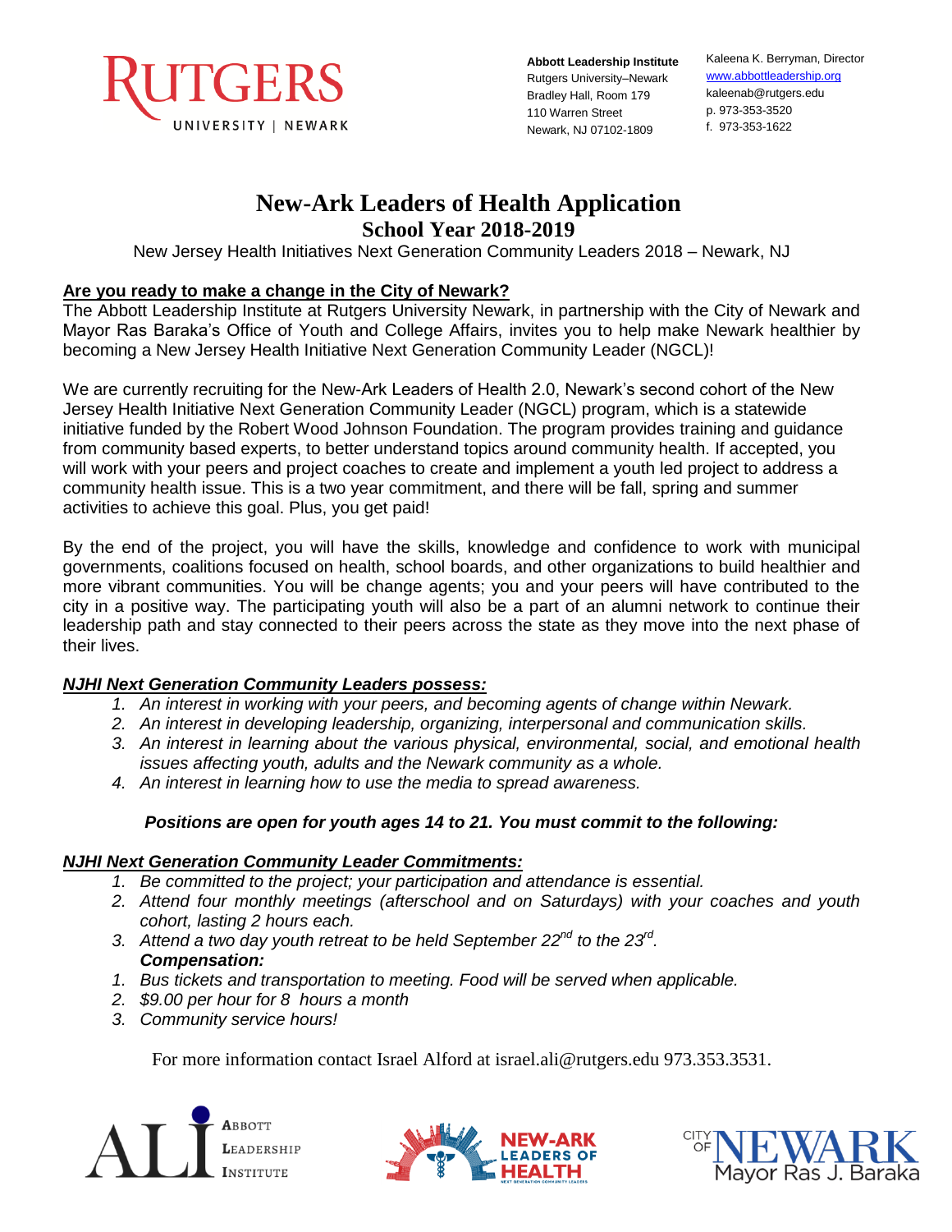RUTGERS
UNIVERSITY | NEWARK

**Abbott Leadership Institute**
Rutgers University–Newark
Bradley Hall, Room 179
110 Warren Street
Newark, NJ 07102-1809

Kaleena K. Berryman, Director
www.abbottleadership.org
kaleenab@rutgers.edu
p. 973-353-3520
f. 973-353-1622

# New-Ark Leaders of Health Application

## School Year 2018-2019

New Jersey Health Initiatives Next Generation Community Leaders 2018 – Newark, NJ

**Are you ready to make a change in the City of Newark?**

The Abbott Leadership Institute at Rutgers University Newark, in partnership with the City of Newark and Mayor Ras Baraka's Office of Youth and College Affairs, invites you to help make Newark healthier by becoming a New Jersey Health Initiative Next Generation Community Leader (NGCL)!

We are currently recruiting for the New-Ark Leaders of Health 2.0, Newark's second cohort of the New Jersey Health Initiative Next Generation Community Leader (NGCL) program, which is a statewide initiative funded by the Robert Wood Johnson Foundation. The program provides training and guidance from community based experts, to better understand topics around community health. If accepted, you will work with your peers and project coaches to create and implement a youth led project to address a community health issue. This is a two year commitment, and there will be fall, spring and summer activities to achieve this goal. Plus, you get paid!

By the end of the project, you will have the skills, knowledge and confidence to work with municipal governments, coalitions focused on health, school boards, and other organizations to build healthier and more vibrant communities. You will be change agents; you and your peers will have contributed to the city in a positive way. The participating youth will also be a part of an alumni network to continue their leadership path and stay connected to their peers across the state as they move into the next phase of their lives.

***NJHI Next Generation Community Leaders possess:***

1. *An interest in working with your peers, and becoming agents of change within Newark.*
2. *An interest in developing leadership, organizing, interpersonal and communication skills.*
3. *An interest in learning about the various physical, environmental, social, and emotional health issues affecting youth, adults and the Newark community as a whole.*
4. *An interest in learning how to use the media to spread awareness.*

***Positions are open for youth ages 14 to 21. You must commit to the following:***

***NJHI Next Generation Community Leader Commitments:***

1. *Be committed to the project; your participation and attendance is essential.*
2. *Attend four monthly meetings (afterschool and on Saturdays) with your coaches and youth cohort, lasting 2 hours each.*
3. *Attend a two day youth retreat to be held September 22nd to the 23rd.*

***Compensation:***

1. *Bus tickets and transportation to meeting. Food will be served when applicable.*
2. *$9.00 per hour for 8 hours a month*
3. *Community service hours!*

For more information contact Israel Alford at israel.ali@rutgers.edu 973.353.3531.

ABBOTT LEADERSHIP INSTITUTE

NEW-ARK LEADERS OF HEALTH

CITY OF NEWARK Mayor Ras J. Baraka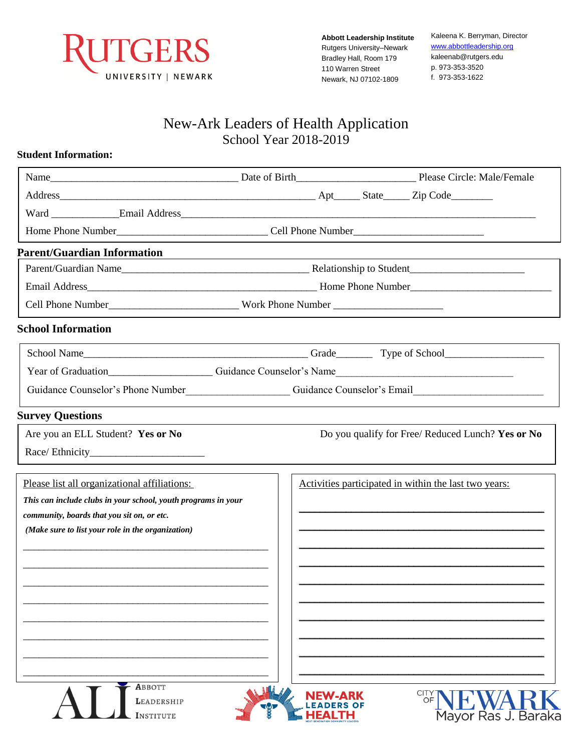RUTGERS
UNIVERSITY | NEWARK

**Abbott Leadership Institute**
Rutgers University–Newark
Bradley Hall, Room 179
110 Warren Street
Newark, NJ 07102-1809

Kaleena K. Berryman, Director
www.abbottleadership.org
kaleenab@rutgers.edu
p. 973-353-3520
f. 973-353-1622

# New-Ark Leaders of Health Application
## School Year 2018-2019

**Student Information:**

Name____________________________________ Date of Birth______________________ Please Circle: Male/Female

Address_________________________________________________ Apt_____ State_____ Zip Code________

Ward _____________Email Address______________________________________________________________________

Home Phone Number_____________________________ Cell Phone Number_________________________

**Parent/Guardian Information**

Parent/Guardian Name____________________________________ Relationship to Student______________________

Email Address____________________________________________ Home Phone Number___________________________

Cell Phone Number_________________________ Work Phone Number _____________________

**School Information**

School Name___________________________________________ Grade_______ Type of School___________________

Year of Graduation___________________ Guidance Counselor's Name__________________________________

Guidance Counselor's Phone Number___________________ Guidance Counselor's Email_________________________

**Survey Questions**

Are you an ELL Student? **Yes or No**

Do you qualify for Free/ Reduced Lunch? **Yes or No**

Race/ Ethnicity______________________

Please list all organizational affiliations:

***This can include clubs in your school, youth programs in your community, boards that you sit on, or etc.***

***(Make sure to list your role in the organization)***

_______________________________________________

_______________________________________________

_______________________________________________

_______________________________________________

_______________________________________________

_______________________________________________

_______________________________________________

_______________________________________________

Activities participated in within the last two years:

_______________________________________________

_______________________________________________

_______________________________________________

_______________________________________________

_______________________________________________

_______________________________________________

_______________________________________________

_______________________________________________

_______________________________________________

_______________________________________________

ALI ABBOTT LEADERSHIP INSTITUTE | NEW-ARK LEADERS OF HEALTH | CITY OF NEWARK Mayor Ras J. Baraka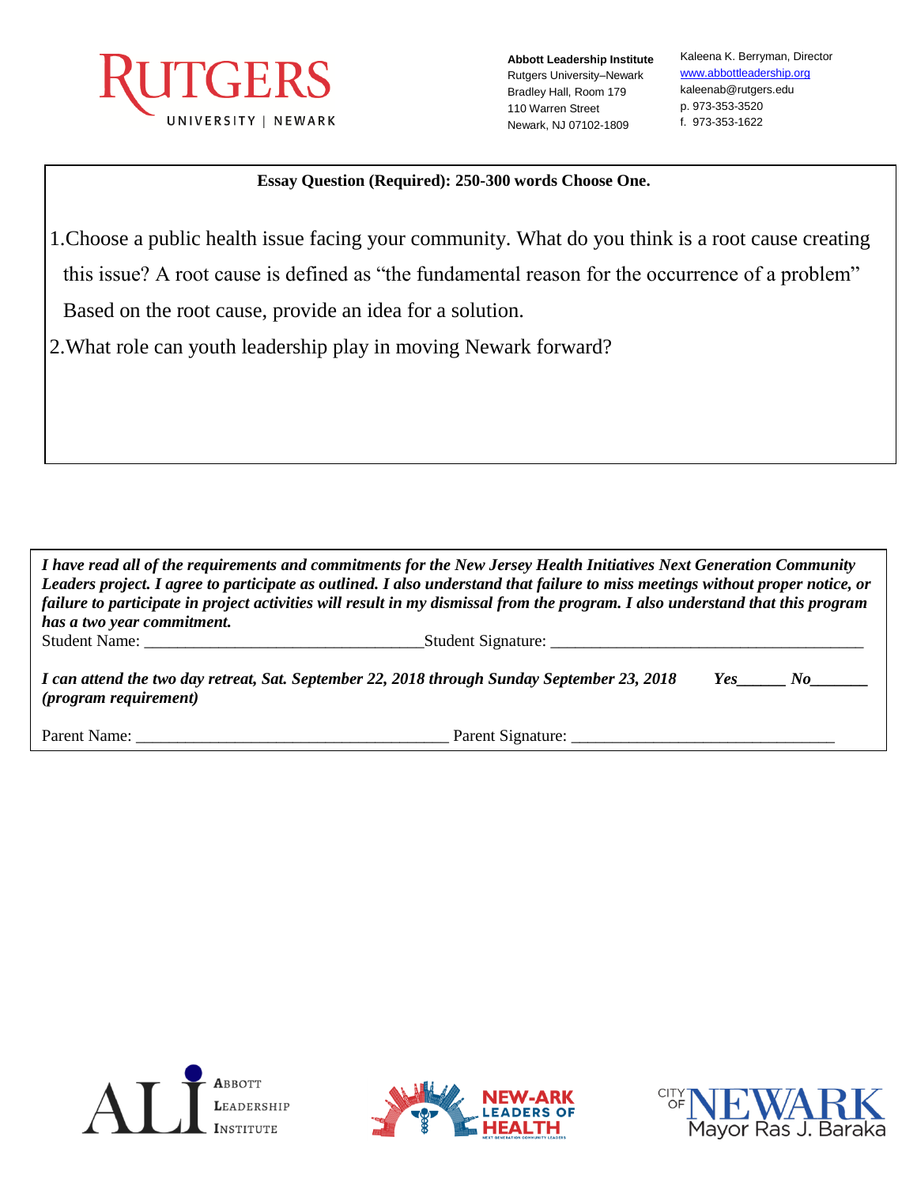RUTGERS
UNIVERSITY | NEWARK

**Abbott Leadership Institute**
Rutgers University–Newark
Bradley Hall, Room 179
110 Warren Street
Newark, NJ 07102-1809

Kaleena K. Berryman, Director
www.abbottleadership.org
kaleenab@rutgers.edu
p. 973-353-3520
f. 973-353-1622

**Essay Question (Required): 250-300 words Choose One.**

1. Choose a public health issue facing your community. What do you think is a root cause creating this issue? A root cause is defined as "the fundamental reason for the occurrence of a problem" Based on the root cause, provide an idea for a solution.
2. What role can youth leadership play in moving Newark forward?

***I have read all of the requirements and commitments for the New Jersey Health Initiatives Next Generation Community Leaders project. I agree to participate as outlined. I also understand that failure to miss meetings without proper notice, or failure to participate in project activities will result in my dismissal from the program. I also understand that this program has a two year commitment.***

Student Name: ________________________________Student Signature: ____________________________________

***I can attend the two day retreat, Sat. September 22, 2018 through Sunday September 23, 2018 (program requirement)*** ***Yes______ No_______***

Parent Name: ____________________________________ Parent Signature: ______________________________

ABBOTT LEADERSHIP INSTITUTE

NEW-ARK LEADERS OF HEALTH

CITY OF NEWARK
Mayor Ras J. Baraka